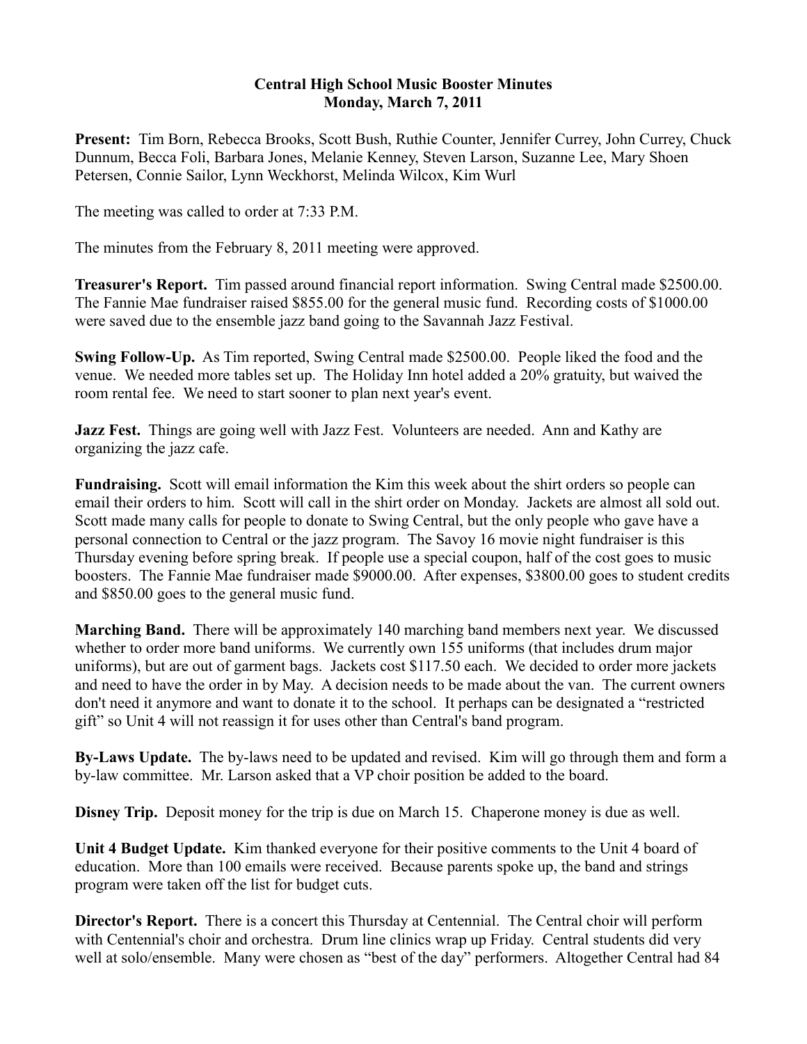**Central High School Music Booster Minutes**
**Monday, March 7, 2011**

**Present:** Tim Born, Rebecca Brooks, Scott Bush, Ruthie Counter, Jennifer Currey, John Currey, Chuck Dunnum, Becca Foli, Barbara Jones, Melanie Kenney, Steven Larson, Suzanne Lee, Mary Shoen Petersen, Connie Sailor, Lynn Weckhorst, Melinda Wilcox, Kim Wurl

The meeting was called to order at 7:33 P.M.

The minutes from the February 8, 2011 meeting were approved.

**Treasurer's Report.** Tim passed around financial report information. Swing Central made $2500.00. The Fannie Mae fundraiser raised $855.00 for the general music fund. Recording costs of $1000.00 were saved due to the ensemble jazz band going to the Savannah Jazz Festival.

**Swing Follow-Up.** As Tim reported, Swing Central made $2500.00. People liked the food and the venue. We needed more tables set up. The Holiday Inn hotel added a 20% gratuity, but waived the room rental fee. We need to start sooner to plan next year's event.

**Jazz Fest.** Things are going well with Jazz Fest. Volunteers are needed. Ann and Kathy are organizing the jazz cafe.

**Fundraising.** Scott will email information the Kim this week about the shirt orders so people can email their orders to him. Scott will call in the shirt order on Monday. Jackets are almost all sold out. Scott made many calls for people to donate to Swing Central, but the only people who gave have a personal connection to Central or the jazz program. The Savoy 16 movie night fundraiser is this Thursday evening before spring break. If people use a special coupon, half of the cost goes to music boosters. The Fannie Mae fundraiser made $9000.00. After expenses, $3800.00 goes to student credits and $850.00 goes to the general music fund.

**Marching Band.** There will be approximately 140 marching band members next year. We discussed whether to order more band uniforms. We currently own 155 uniforms (that includes drum major uniforms), but are out of garment bags. Jackets cost $117.50 each. We decided to order more jackets and need to have the order in by May. A decision needs to be made about the van. The current owners don't need it anymore and want to donate it to the school. It perhaps can be designated a "restricted gift" so Unit 4 will not reassign it for uses other than Central's band program.

**By-Laws Update.** The by-laws need to be updated and revised. Kim will go through them and form a by-law committee. Mr. Larson asked that a VP choir position be added to the board.

**Disney Trip.** Deposit money for the trip is due on March 15. Chaperone money is due as well.

**Unit 4 Budget Update.** Kim thanked everyone for their positive comments to the Unit 4 board of education. More than 100 emails were received. Because parents spoke up, the band and strings program were taken off the list for budget cuts.

**Director's Report.** There is a concert this Thursday at Centennial. The Central choir will perform with Centennial's choir and orchestra. Drum line clinics wrap up Friday. Central students did very well at solo/ensemble. Many were chosen as "best of the day" performers. Altogether Central had 84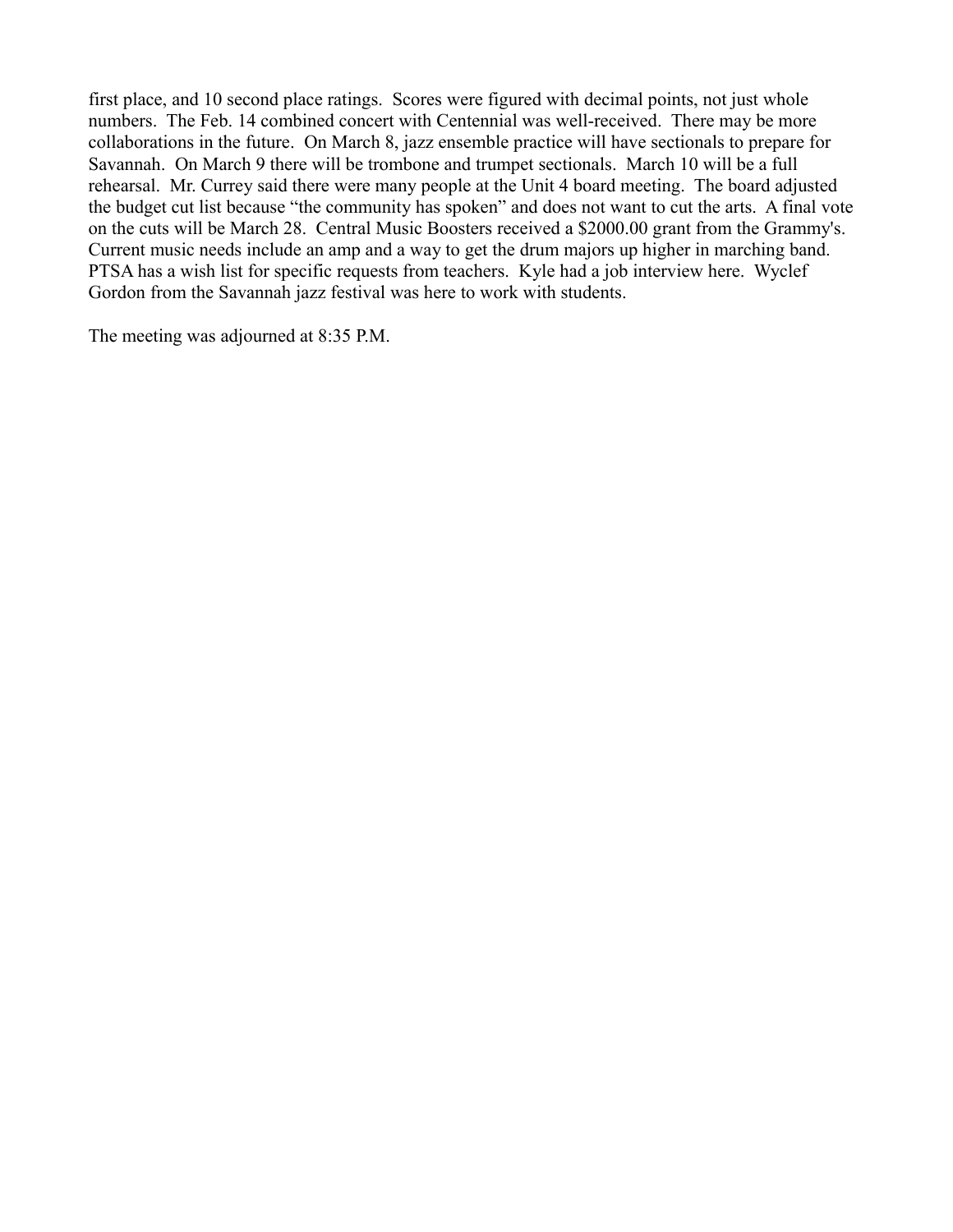first place, and 10 second place ratings. Scores were figured with decimal points, not just whole numbers. The Feb. 14 combined concert with Centennial was well-received. There may be more collaborations in the future. On March 8, jazz ensemble practice will have sectionals to prepare for Savannah. On March 9 there will be trombone and trumpet sectionals. March 10 will be a full rehearsal. Mr. Currey said there were many people at the Unit 4 board meeting. The board adjusted the budget cut list because "the community has spoken" and does not want to cut the arts. A final vote on the cuts will be March 28. Central Music Boosters received a $2000.00 grant from the Grammy's. Current music needs include an amp and a way to get the drum majors up higher in marching band. PTSA has a wish list for specific requests from teachers. Kyle had a job interview here. Wyclef Gordon from the Savannah jazz festival was here to work with students.

The meeting was adjourned at 8:35 P.M.